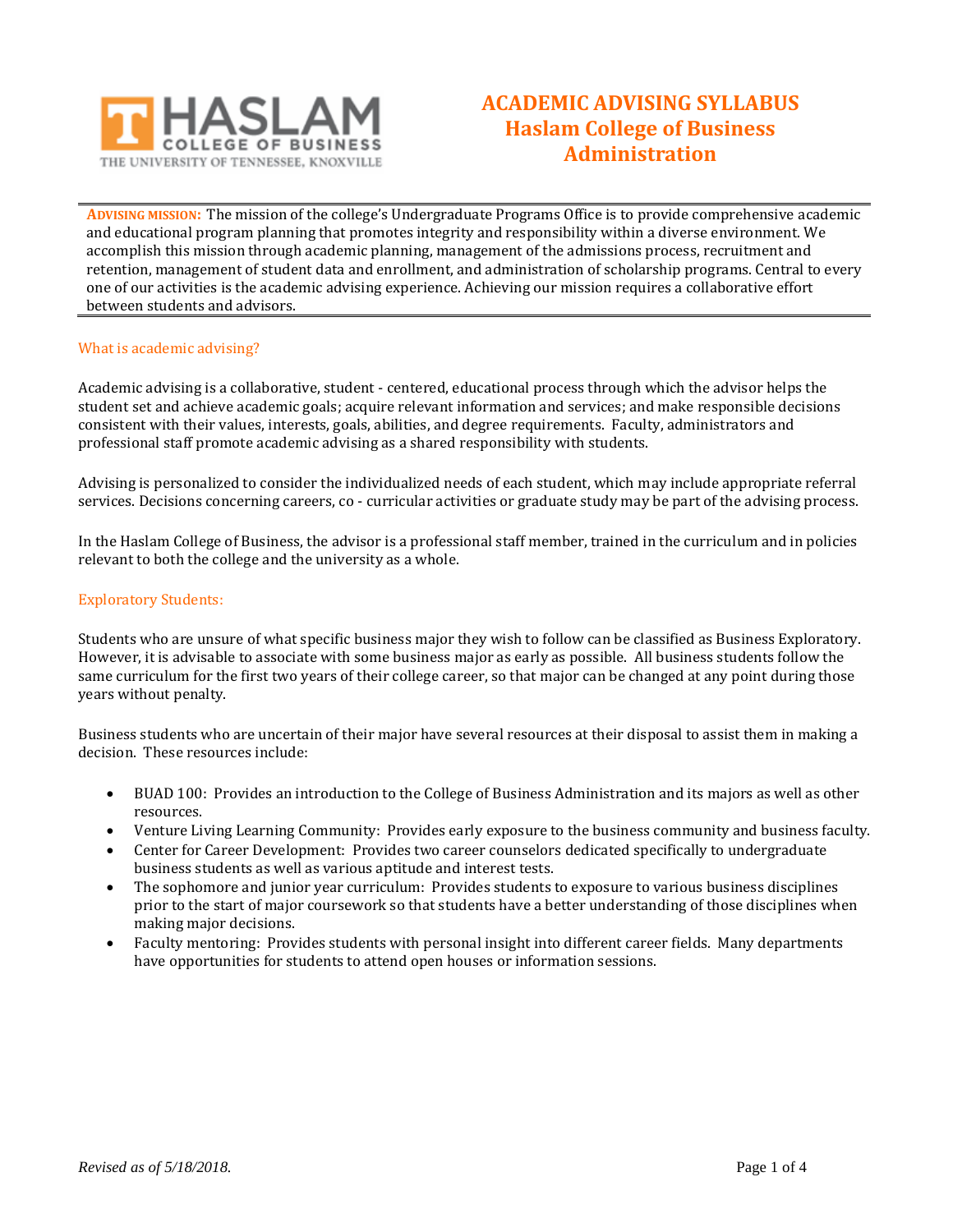# ACADEMIC ADVISING SYLLABUS
## Haslam College of Business Administration

**ADVISING MISSION:** The mission of the college's Undergraduate Programs Office is to provide comprehensive academic and educational program planning that promotes integrity and responsibility within a diverse environment. We accomplish this mission through academic planning, management of the admissions process, recruitment and retention, management of student data and enrollment, and administration of scholarship programs. Central to every one of our activities is the academic advising experience. Achieving our mission requires a collaborative effort between students and advisors.

### What is academic advising?

Academic advising is a collaborative, student - centered, educational process through which the advisor helps the student set and achieve academic goals; acquire relevant information and services; and make responsible decisions consistent with their values, interests, goals, abilities, and degree requirements. Faculty, administrators and professional staff promote academic advising as a shared responsibility with students.

Advising is personalized to consider the individualized needs of each student, which may include appropriate referral services. Decisions concerning careers, co - curricular activities or graduate study may be part of the advising process.

In the Haslam College of Business, the advisor is a professional staff member, trained in the curriculum and in policies relevant to both the college and the university as a whole.

### Exploratory Students:

Students who are unsure of what specific business major they wish to follow can be classified as Business Exploratory. However, it is advisable to associate with some business major as early as possible. All business students follow the same curriculum for the first two years of their college career, so that major can be changed at any point during those years without penalty.

Business students who are uncertain of their major have several resources at their disposal to assist them in making a decision. These resources include:

- BUAD 100: Provides an introduction to the College of Business Administration and its majors as well as other resources.
- Venture Living Learning Community: Provides early exposure to the business community and business faculty.
- Center for Career Development: Provides two career counselors dedicated specifically to undergraduate business students as well as various aptitude and interest tests.
- The sophomore and junior year curriculum: Provides students to exposure to various business disciplines prior to the start of major coursework so that students have a better understanding of those disciplines when making major decisions.
- Faculty mentoring: Provides students with personal insight into different career fields. Many departments have opportunities for students to attend open houses or information sessions.

*Revised as of 5/18/2018.*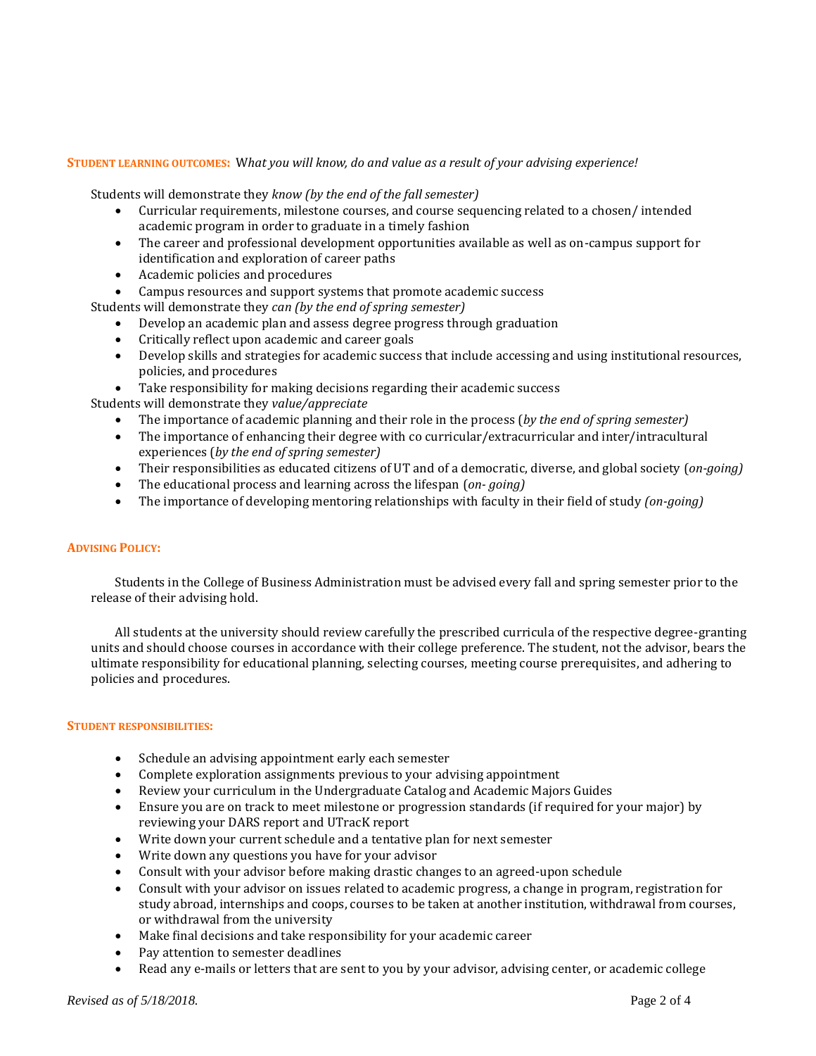**STUDENT LEARNING OUTCOMES:** *What you will know, do and value as a result of your advising experience!*

Students will demonstrate they *know (by the end of the fall semester)*

- Curricular requirements, milestone courses, and course sequencing related to a chosen/ intended academic program in order to graduate in a timely fashion
- The career and professional development opportunities available as well as on-campus support for identification and exploration of career paths
- Academic policies and procedures
- Campus resources and support systems that promote academic success

Students will demonstrate they *can (by the end of spring semester)*

- Develop an academic plan and assess degree progress through graduation
- Critically reflect upon academic and career goals
- Develop skills and strategies for academic success that include accessing and using institutional resources, policies, and procedures
- Take responsibility for making decisions regarding their academic success

Students will demonstrate they *value/appreciate*

- The importance of academic planning and their role in the process (*by the end of spring semester)*
- The importance of enhancing their degree with co curricular/extracurricular and inter/intracultural experiences (*by the end of spring semester)*
- Their responsibilities as educated citizens of UT and of a democratic, diverse, and global society (*on-going)*
- The educational process and learning across the lifespan (*on- going)*
- The importance of developing mentoring relationships with faculty in their field of study *(on-going)*

**ADVISING POLICY:**

Students in the College of Business Administration must be advised every fall and spring semester prior to the release of their advising hold.

All students at the university should review carefully the prescribed curricula of the respective degree-granting units and should choose courses in accordance with their college preference. The student, not the advisor, bears the ultimate responsibility for educational planning, selecting courses, meeting course prerequisites, and adhering to policies and procedures.

**STUDENT RESPONSIBILITIES:**

- Schedule an advising appointment early each semester
- Complete exploration assignments previous to your advising appointment
- Review your curriculum in the Undergraduate Catalog and Academic Majors Guides
- Ensure you are on track to meet milestone or progression standards (if required for your major) by reviewing your DARS report and UTracK report
- Write down your current schedule and a tentative plan for next semester
- Write down any questions you have for your advisor
- Consult with your advisor before making drastic changes to an agreed-upon schedule
- Consult with your advisor on issues related to academic progress, a change in program, registration for study abroad, internships and coops, courses to be taken at another institution, withdrawal from courses, or withdrawal from the university
- Make final decisions and take responsibility for your academic career
- Pay attention to semester deadlines
- Read any e-mails or letters that are sent to you by your advisor, advising center, or academic college

*Revised as of 5/18/2018.*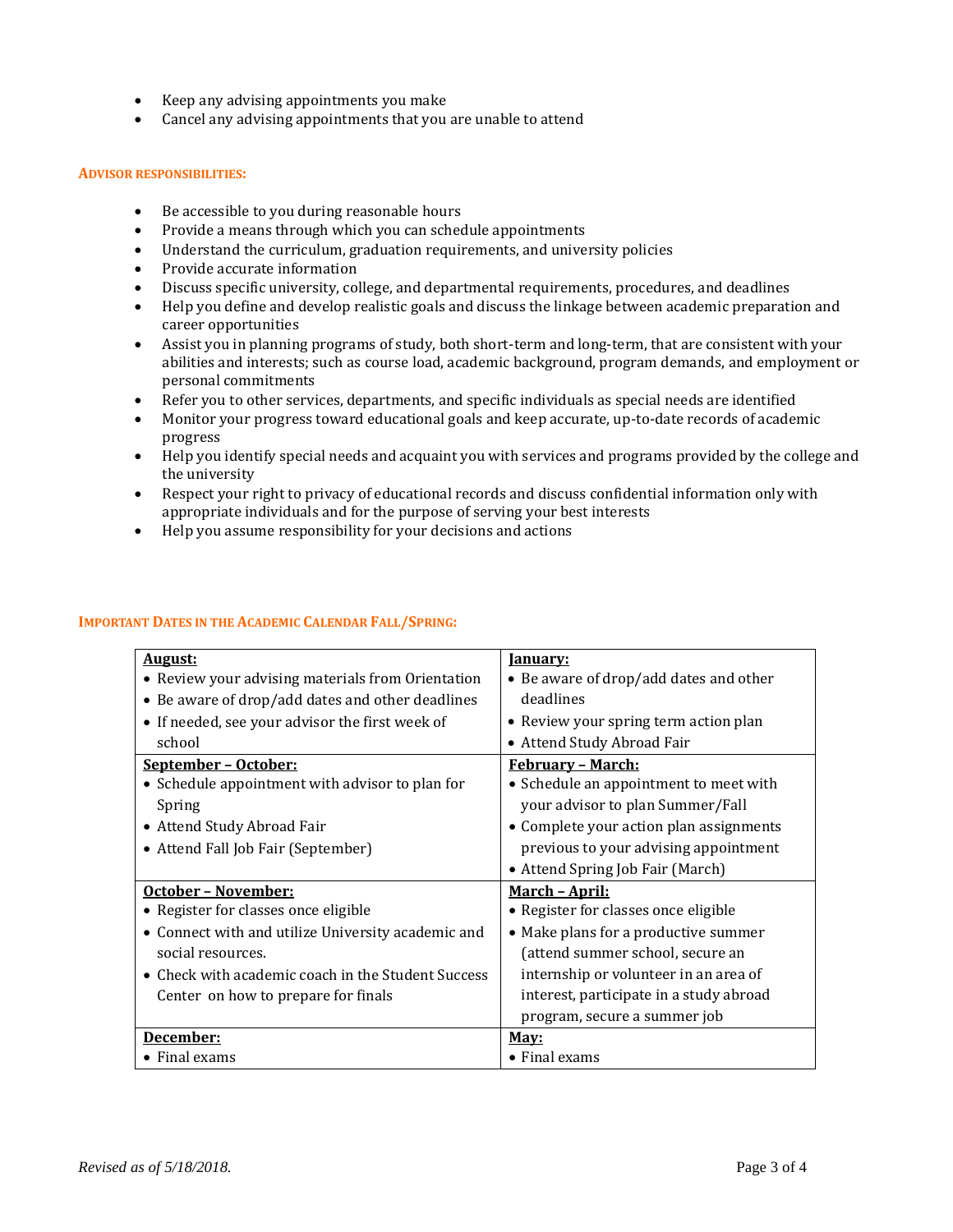- Keep any advising appointments you make
- Cancel any advising appointments that you are unable to attend

#### ADVISOR RESPONSIBILITIES:

- Be accessible to you during reasonable hours
- Provide a means through which you can schedule appointments
- Understand the curriculum, graduation requirements, and university policies
- Provide accurate information
- Discuss specific university, college, and departmental requirements, procedures, and deadlines
- Help you define and develop realistic goals and discuss the linkage between academic preparation and career opportunities
- Assist you in planning programs of study, both short-term and long-term, that are consistent with your abilities and interests; such as course load, academic background, program demands, and employment or personal commitments
- Refer you to other services, departments, and specific individuals as special needs are identified
- Monitor your progress toward educational goals and keep accurate, up-to-date records of academic progress
- Help you identify special needs and acquaint you with services and programs provided by the college and the university
- Respect your right to privacy of educational records and discuss confidential information only with appropriate individuals and for the purpose of serving your best interests
- Help you assume responsibility for your decisions and actions

#### IMPORTANT DATES IN THE ACADEMIC CALENDAR FALL/SPRING:

| **August:** | **January:** |
|---|---|
| • Review your advising materials from Orientation<br>• Be aware of drop/add dates and other deadlines<br>• If needed, see your advisor the first week of school | • Be aware of drop/add dates and other deadlines<br>• Review your spring term action plan<br>• Attend Study Abroad Fair |
| **September – October:**<br>• Schedule appointment with advisor to plan for Spring<br>• Attend Study Abroad Fair<br>• Attend Fall Job Fair (September) | **February – March:**<br>• Schedule an appointment to meet with your advisor to plan Summer/Fall<br>• Complete your action plan assignments previous to your advising appointment<br>• Attend Spring Job Fair (March) |
| **October – November:**<br>• Register for classes once eligible<br>• Connect with and utilize University academic and social resources.<br>• Check with academic coach in the Student Success Center on how to prepare for finals | **March – April:**<br>• Register for classes once eligible<br>• Make plans for a productive summer (attend summer school, secure an internship or volunteer in an area of interest, participate in a study abroad program, secure a summer job |
| **December:**<br>• Final exams | **May:**<br>• Final exams |

*Revised as of 5/18/2018.*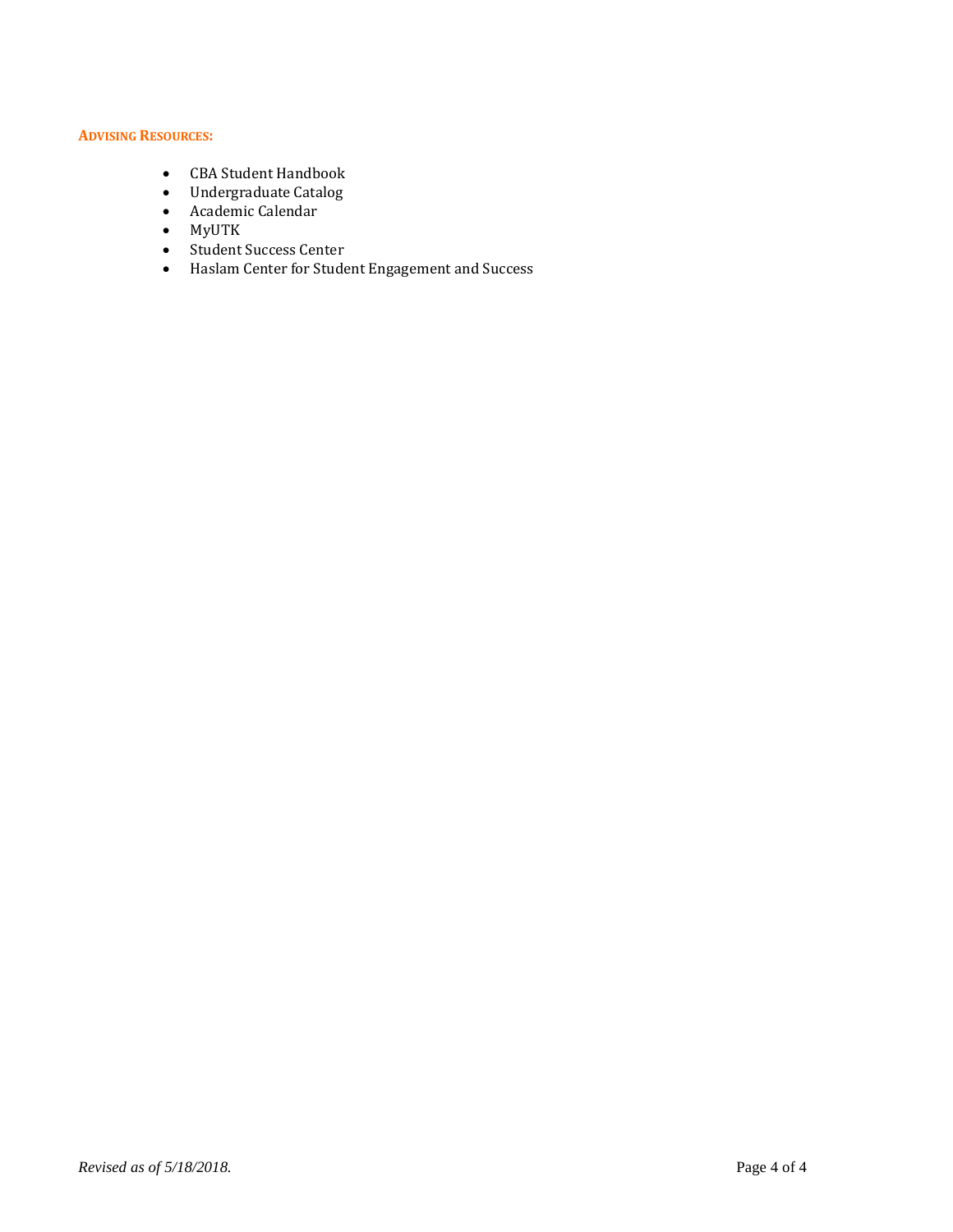## Advising Resources:

- CBA Student Handbook
- Undergraduate Catalog
- Academic Calendar
- MyUTK
- Student Success Center
- Haslam Center for Student Engagement and Success

*Revised as of 5/18/2018.*